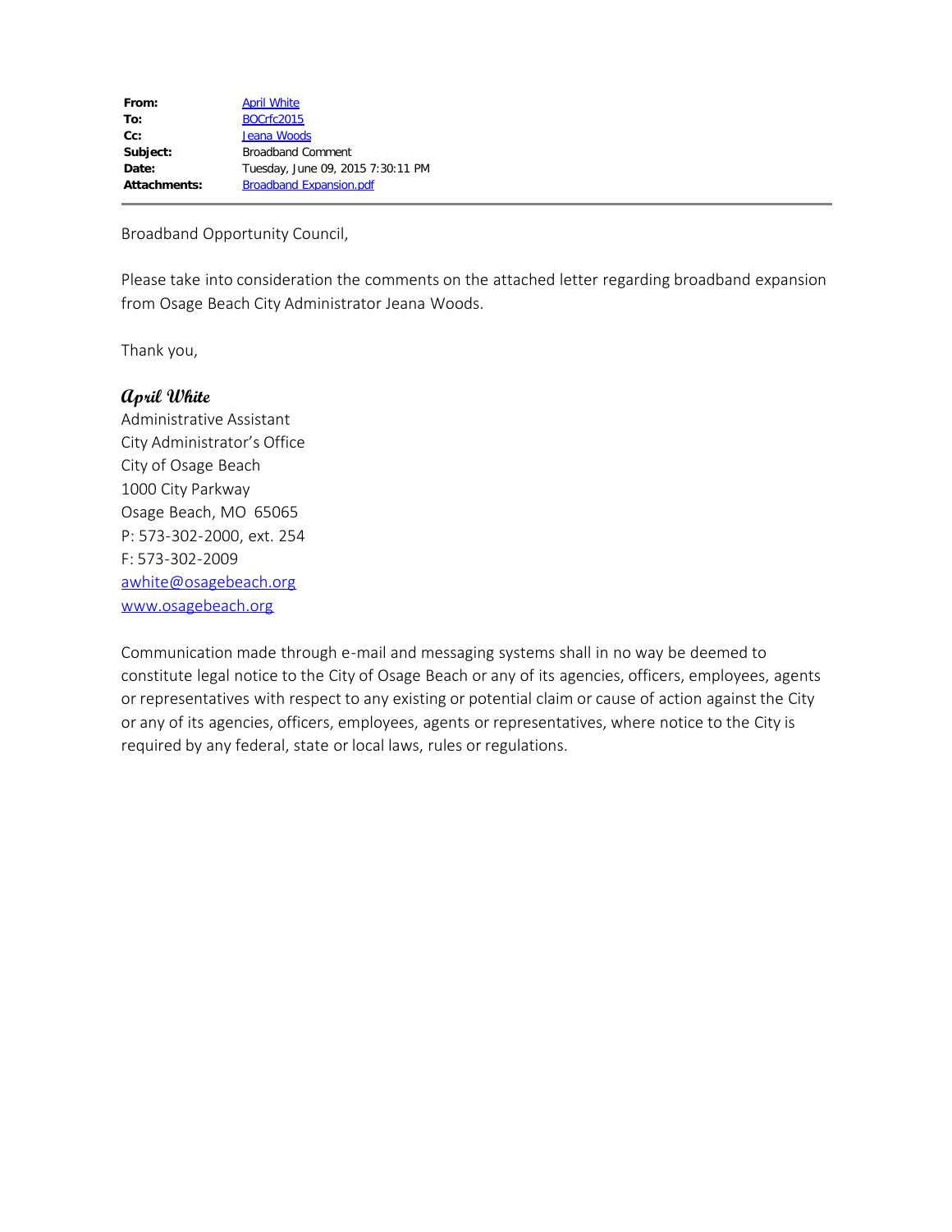| | |
|---|---|
| **From:** | April White |
| **To:** | BOCrfc2015 |
| **Cc:** | Jeana Woods |
| **Subject:** | Broadband Comment |
| **Date:** | Tuesday, June 09, 2015 7:30:11 PM |
| **Attachments:** | Broadband Expansion.pdf |

Broadband Opportunity Council,

Please take into consideration the comments on the attached letter regarding broadband expansion from Osage Beach City Administrator Jeana Woods.

Thank you,

**April White**
Administrative Assistant
City Administrator's Office
City of Osage Beach
1000 City Parkway
Osage Beach, MO 65065
P: 573-302-2000, ext. 254
F: 573-302-2009
awhite@osagebeach.org
www.osagebeach.org

Communication made through e-mail and messaging systems shall in no way be deemed to constitute legal notice to the City of Osage Beach or any of its agencies, officers, employees, agents or representatives with respect to any existing or potential claim or cause of action against the City or any of its agencies, officers, employees, agents or representatives, where notice to the City is required by any federal, state or local laws, rules or regulations.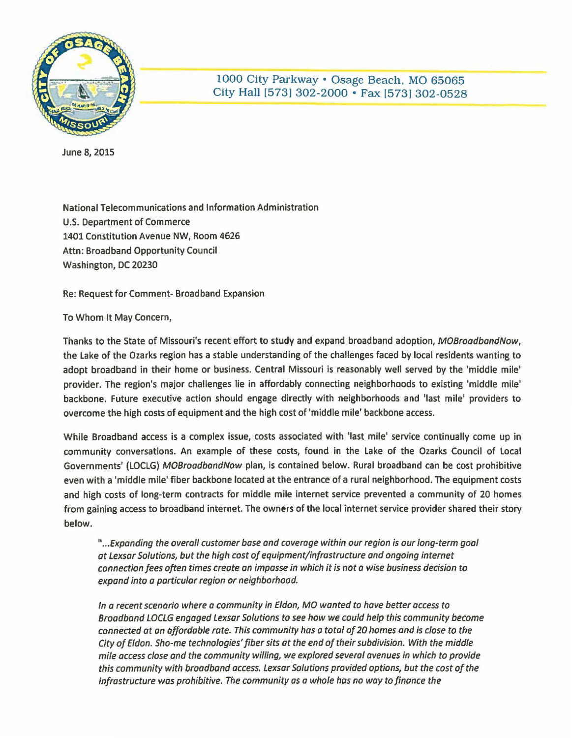1000 City Parkway • Osage Beach, MO 65065
City Hall [573] 302-2000 • Fax [573] 302-0528

June 8, 2015

National Telecommunications and Information Administration
U.S. Department of Commerce
1401 Constitution Avenue NW, Room 4626
Attn: Broadband Opportunity Council
Washington, DC 20230

Re: Request for Comment- Broadband Expansion

To Whom It May Concern,

Thanks to the State of Missouri's recent effort to study and expand broadband adoption, *MOBroadbandNow*, the Lake of the Ozarks region has a stable understanding of the challenges faced by local residents wanting to adopt broadband in their home or business. Central Missouri is reasonably well served by the 'middle mile' provider. The region's major challenges lie in affordably connecting neighborhoods to existing 'middle mile' backbone. Future executive action should engage directly with neighborhoods and 'last mile' providers to overcome the high costs of equipment and the high cost of 'middle mile' backbone access.

While Broadband access is a complex issue, costs associated with 'last mile' service continually come up in community conversations. An example of these costs, found in the Lake of the Ozarks Council of Local Governments' (LOCLG) *MOBroadbandNow* plan, is contained below. Rural broadband can be cost prohibitive even with a 'middle mile' fiber backbone located at the entrance of a rural neighborhood. The equipment costs and high costs of long-term contracts for middle mile internet service prevented a community of 20 homes from gaining access to broadband internet. The owners of the local internet service provider shared their story below.

> *"...Expanding the overall customer base and coverage within our region is our long-term goal at Lexsar Solutions, but the high cost of equipment/infrastructure and ongoing internet connection fees often times create an impasse in which it is not a wise business decision to expand into a particular region or neighborhood.*
>
> *In a recent scenario where a community in Eldon, MO wanted to have better access to Broadband LOCLG engaged Lexsar Solutions to see how we could help this community become connected at an affordable rate. This community has a total of 20 homes and is close to the City of Eldon. Sho-me technologies' fiber sits at the end of their subdivision. With the middle mile access close and the community willing, we explored several avenues in which to provide this community with broadband access. Lexsar Solutions provided options, but the cost of the infrastructure was prohibitive. The community as a whole has no way to finance the*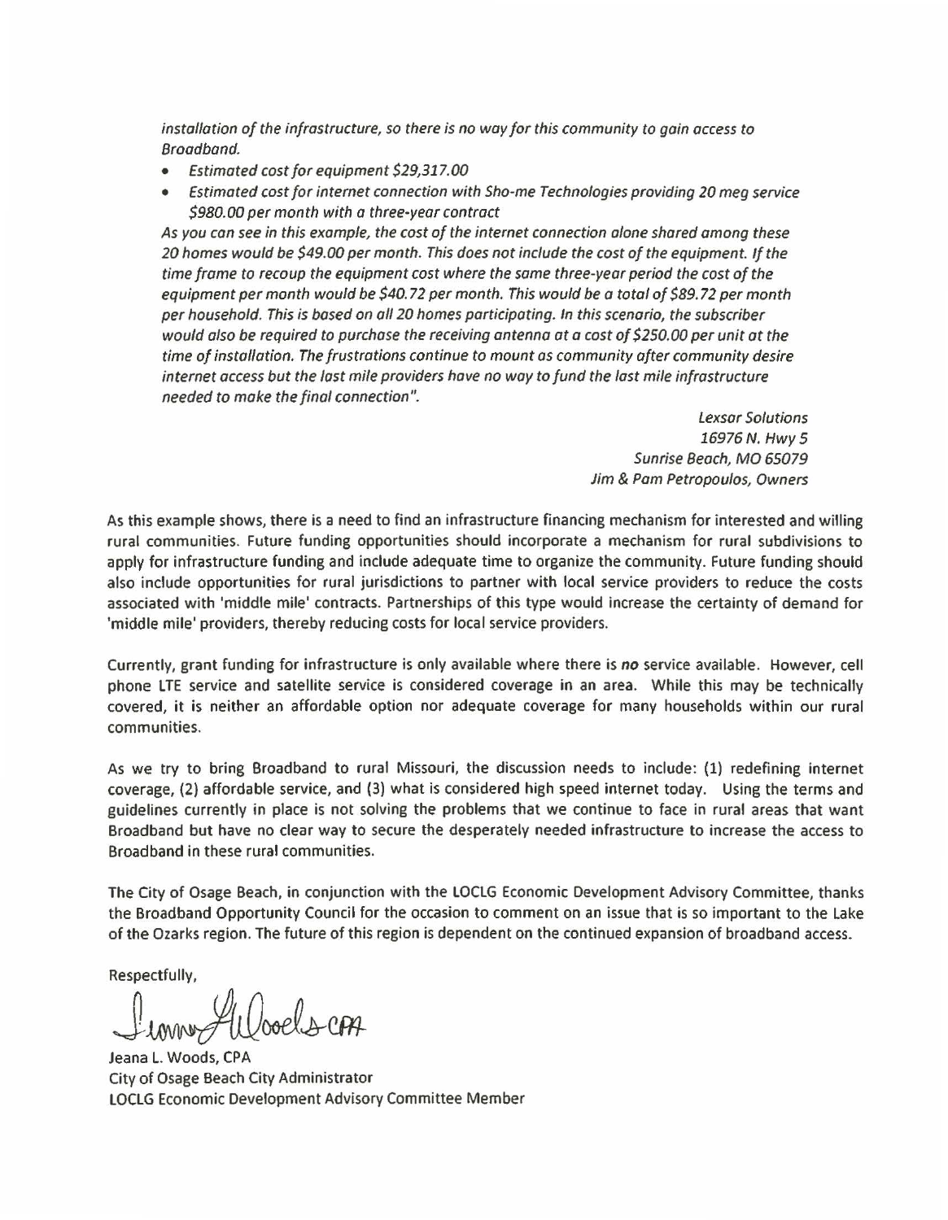*installation of the infrastructure, so there is no way for this community to gain access to Broadband.*

- *Estimated cost for equipment $29,317.00*
- *Estimated cost for internet connection with Sho-me Technologies providing 20 meg service $980.00 per month with a three-year contract*

*As you can see in this example, the cost of the internet connection alone shared among these 20 homes would be $49.00 per month. This does not include the cost of the equipment. If the time frame to recoup the equipment cost where the same three-year period the cost of the equipment per month would be $40.72 per month. This would be a total of $89.72 per month per household. This is based on all 20 homes participating. In this scenario, the subscriber would also be required to purchase the receiving antenna at a cost of $250.00 per unit at the time of installation. The frustrations continue to mount as community after community desire internet access but the last mile providers have no way to fund the last mile infrastructure needed to make the final connection".*

*Lexsar Solutions*
*16976 N. Hwy 5*
*Sunrise Beach, MO 65079*
*Jim & Pam Petropoulos, Owners*

As this example shows, there is a need to find an infrastructure financing mechanism for interested and willing rural communities. Future funding opportunities should incorporate a mechanism for rural subdivisions to apply for infrastructure funding and include adequate time to organize the community. Future funding should also include opportunities for rural jurisdictions to partner with local service providers to reduce the costs associated with 'middle mile' contracts. Partnerships of this type would increase the certainty of demand for 'middle mile' providers, thereby reducing costs for local service providers.

Currently, grant funding for infrastructure is only available where there is ***no*** service available. However, cell phone LTE service and satellite service is considered coverage in an area. While this may be technically covered, it is neither an affordable option nor adequate coverage for many households within our rural communities.

As we try to bring Broadband to rural Missouri, the discussion needs to include: (1) redefining internet coverage, (2) affordable service, and (3) what is considered high speed internet today. Using the terms and guidelines currently in place is not solving the problems that we continue to face in rural areas that want Broadband but have no clear way to secure the desperately needed infrastructure to increase the access to Broadband in these rural communities.

The City of Osage Beach, in conjunction with the LOCLG Economic Development Advisory Committee, thanks the Broadband Opportunity Council for the occasion to comment on an issue that is so important to the Lake of the Ozarks region. The future of this region is dependent on the continued expansion of broadband access.

Respectfully,

Jeana L. Woods, CPA

Jeana L. Woods, CPA
City of Osage Beach City Administrator
LOCLG Economic Development Advisory Committee Member